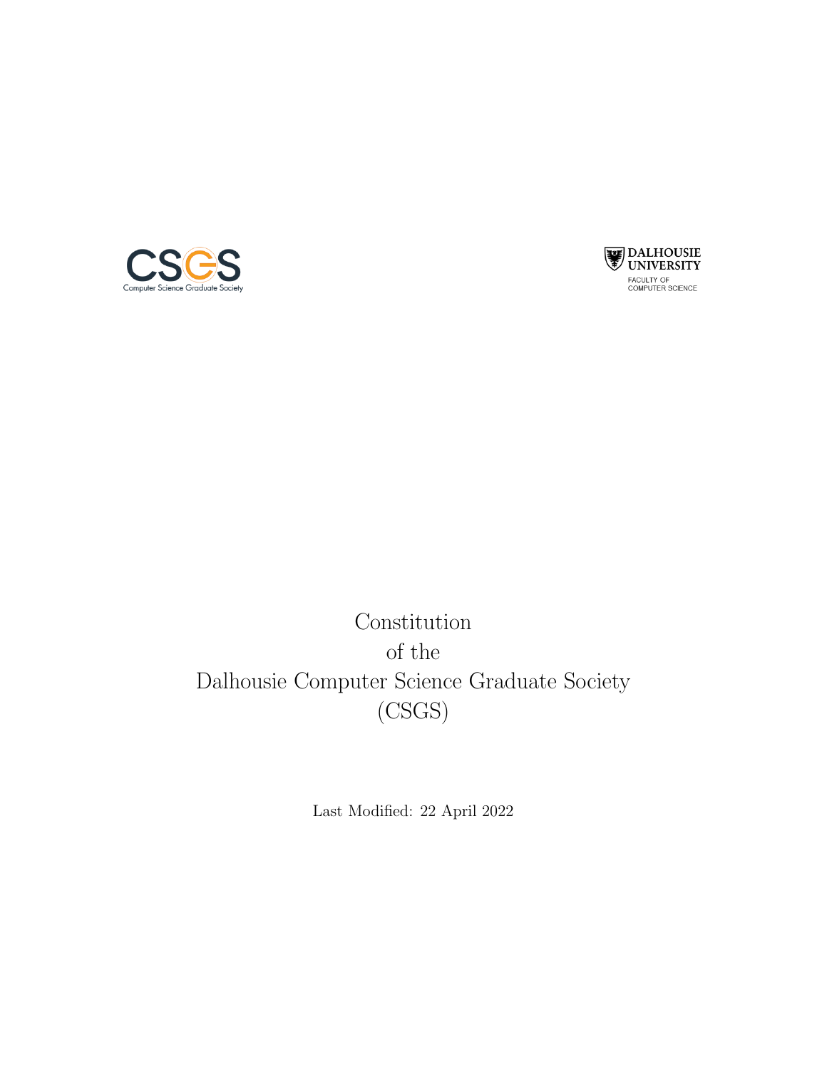CSGS
Computer Science Graduate Society

DALHOUSIE UNIVERSITY
FACULTY OF COMPUTER SCIENCE

# Constitution of the Dalhousie Computer Science Graduate Society (CSGS)

Last Modified: 22 April 2022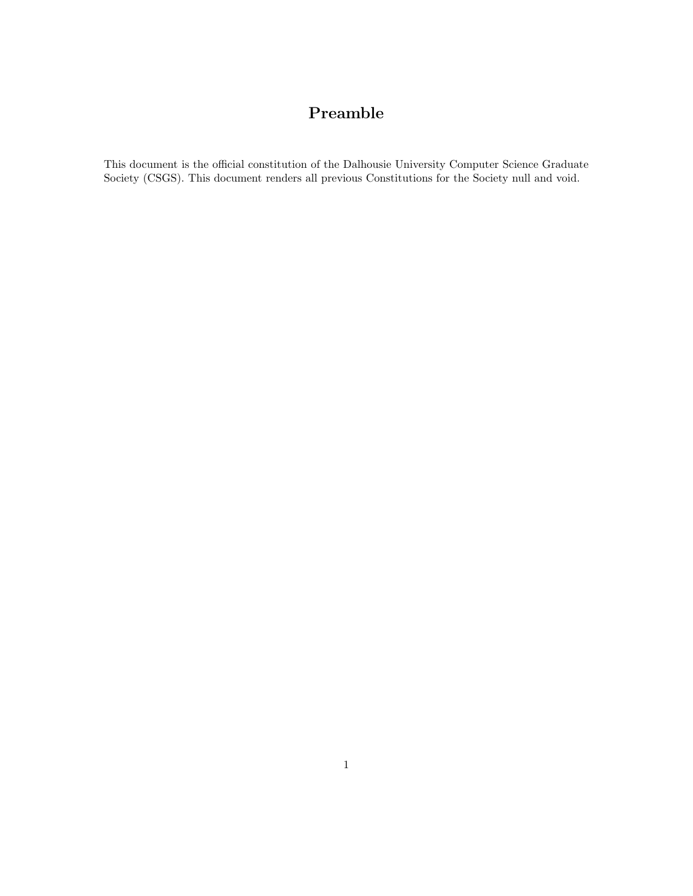# Preamble

This document is the official constitution of the Dalhousie University Computer Science Graduate Society (CSGS). This document renders all previous Constitutions for the Society null and void.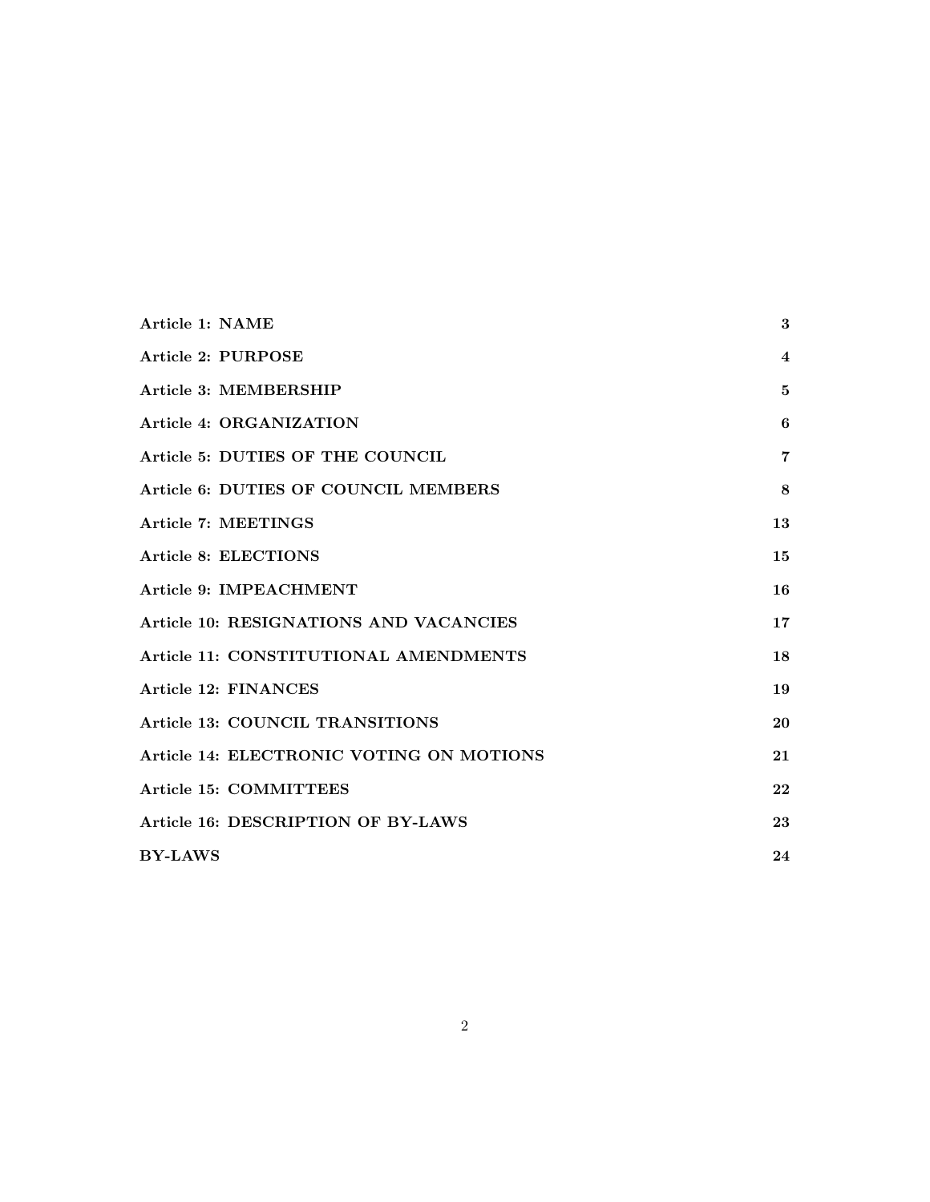| | |
|---|---|
| **Article 1: NAME** | **3** |
| **Article 2: PURPOSE** | **4** |
| **Article 3: MEMBERSHIP** | **5** |
| **Article 4: ORGANIZATION** | **6** |
| **Article 5: DUTIES OF THE COUNCIL** | **7** |
| **Article 6: DUTIES OF COUNCIL MEMBERS** | **8** |
| **Article 7: MEETINGS** | **13** |
| **Article 8: ELECTIONS** | **15** |
| **Article 9: IMPEACHMENT** | **16** |
| **Article 10: RESIGNATIONS AND VACANCIES** | **17** |
| **Article 11: CONSTITUTIONAL AMENDMENTS** | **18** |
| **Article 12: FINANCES** | **19** |
| **Article 13: COUNCIL TRANSITIONS** | **20** |
| **Article 14: ELECTRONIC VOTING ON MOTIONS** | **21** |
| **Article 15: COMMITTEES** | **22** |
| **Article 16: DESCRIPTION OF BY-LAWS** | **23** |
| **BY-LAWS** | **24** |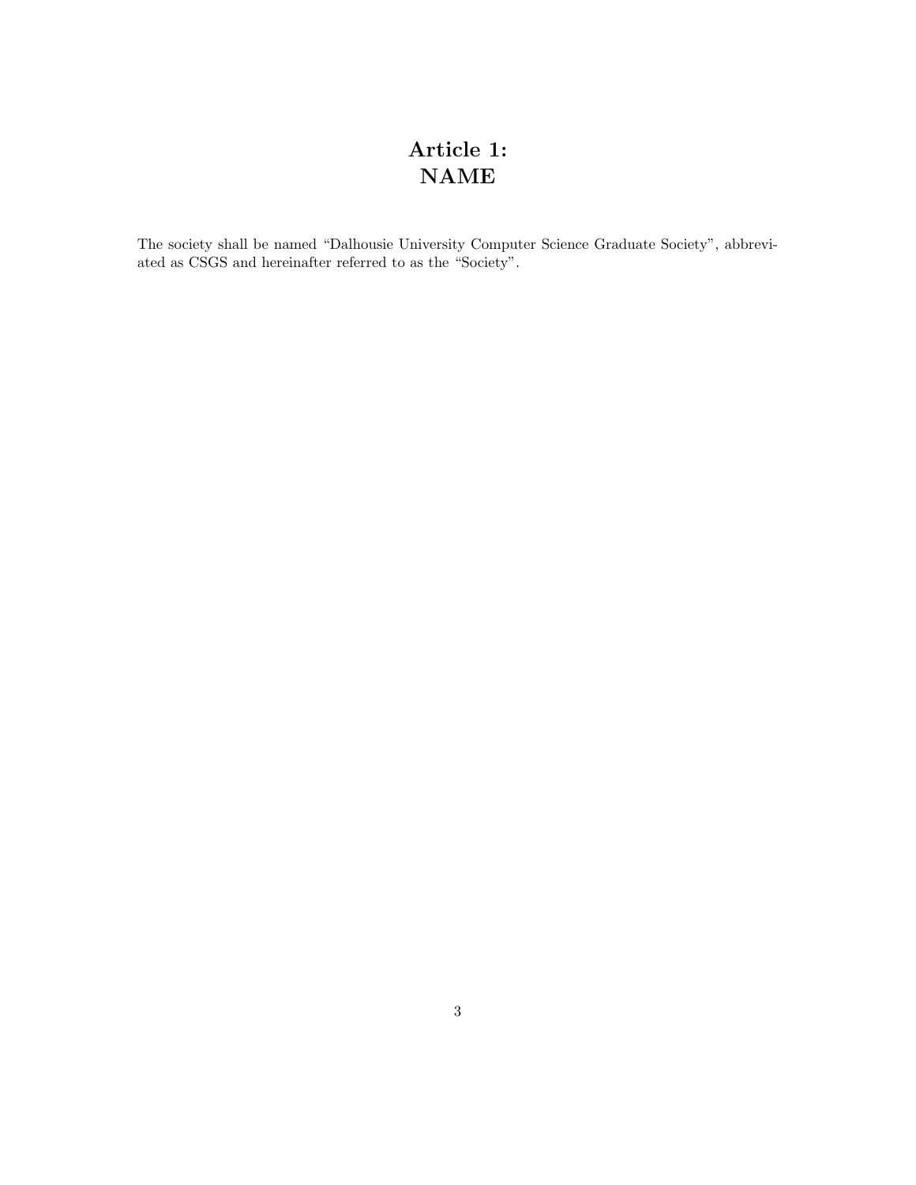# Article 1: NAME

The society shall be named “Dalhousie University Computer Science Graduate Society”, abbreviated as CSGS and hereinafter referred to as the “Society”.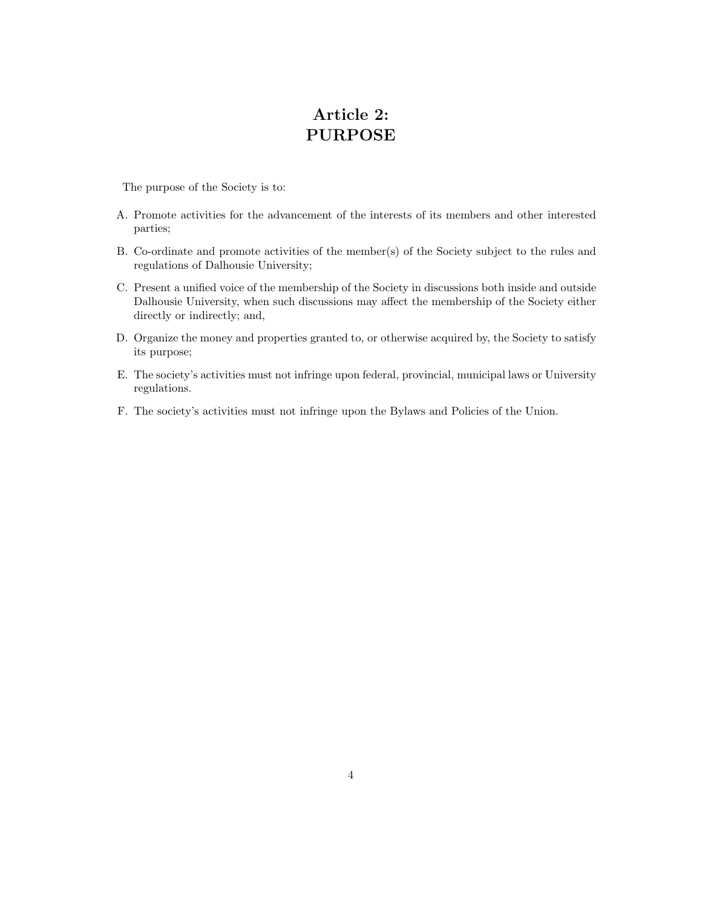# Article 2: PURPOSE

The purpose of the Society is to:

A. Promote activities for the advancement of the interests of its members and other interested parties;

B. Co-ordinate and promote activities of the member(s) of the Society subject to the rules and regulations of Dalhousie University;

C. Present a unified voice of the membership of the Society in discussions both inside and outside Dalhousie University, when such discussions may affect the membership of the Society either directly or indirectly; and,

D. Organize the money and properties granted to, or otherwise acquired by, the Society to satisfy its purpose;

E. The society's activities must not infringe upon federal, provincial, municipal laws or University regulations.

F. The society's activities must not infringe upon the Bylaws and Policies of the Union.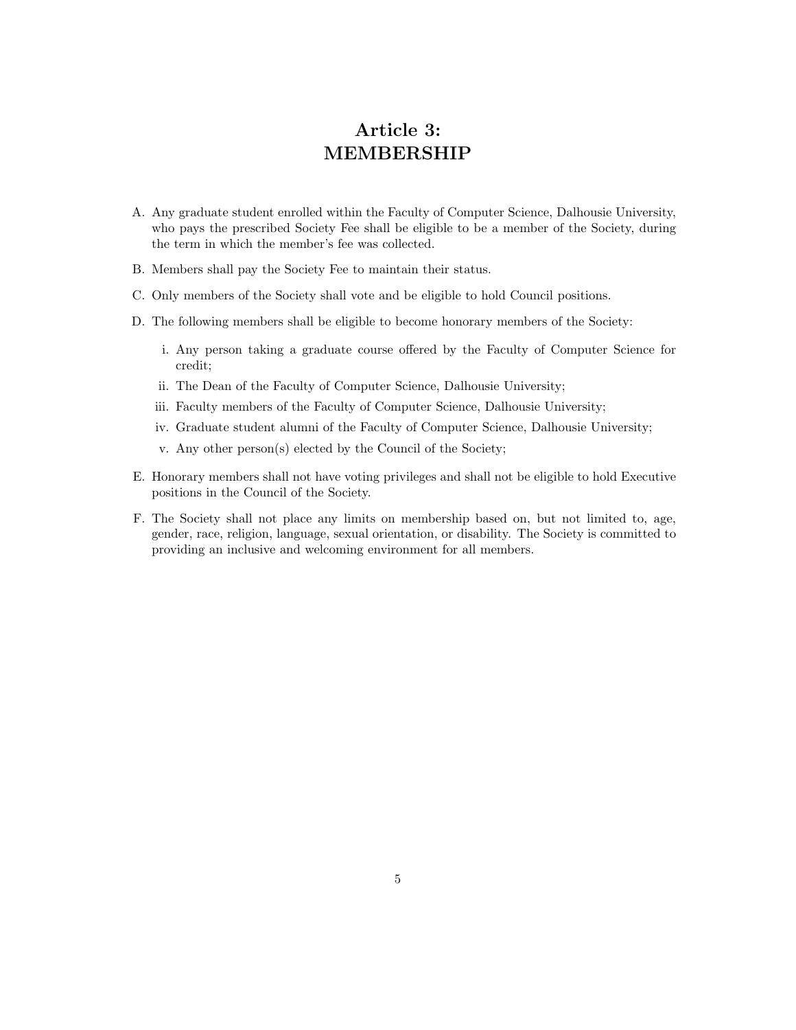# Article 3: MEMBERSHIP

A. Any graduate student enrolled within the Faculty of Computer Science, Dalhousie University, who pays the prescribed Society Fee shall be eligible to be a member of the Society, during the term in which the member's fee was collected.

B. Members shall pay the Society Fee to maintain their status.

C. Only members of the Society shall vote and be eligible to hold Council positions.

D. The following members shall be eligible to become honorary members of the Society:

   i. Any person taking a graduate course offered by the Faculty of Computer Science for credit;

   ii. The Dean of the Faculty of Computer Science, Dalhousie University;

   iii. Faculty members of the Faculty of Computer Science, Dalhousie University;

   iv. Graduate student alumni of the Faculty of Computer Science, Dalhousie University;

   v. Any other person(s) elected by the Council of the Society;

E. Honorary members shall not have voting privileges and shall not be eligible to hold Executive positions in the Council of the Society.

F. The Society shall not place any limits on membership based on, but not limited to, age, gender, race, religion, language, sexual orientation, or disability. The Society is committed to providing an inclusive and welcoming environment for all members.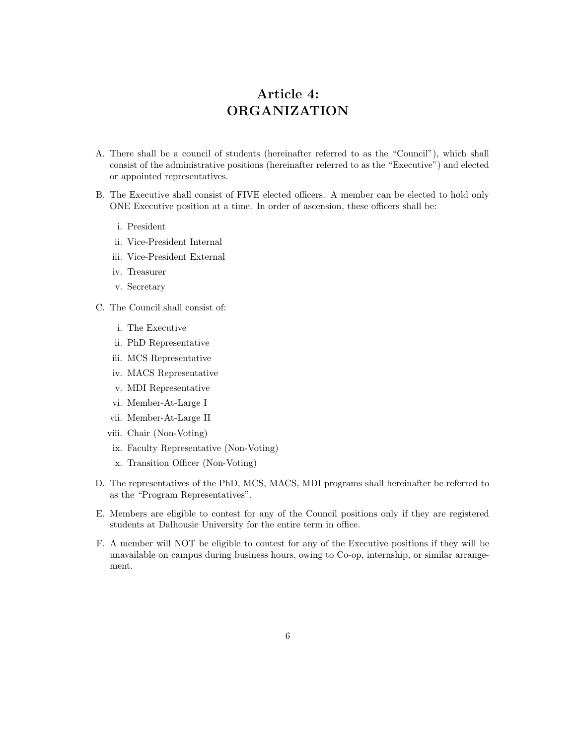# Article 4: ORGANIZATION

A. There shall be a council of students (hereinafter referred to as the "Council"), which shall consist of the administrative positions (hereinafter referred to as the "Executive") and elected or appointed representatives.

B. The Executive shall consist of FIVE elected officers. A member can be elected to hold only ONE Executive position at a time. In order of ascension, these officers shall be:

   i. President
   ii. Vice-President Internal
   iii. Vice-President External
   iv. Treasurer
   v. Secretary

C. The Council shall consist of:

   i. The Executive
   ii. PhD Representative
   iii. MCS Representative
   iv. MACS Representative
   v. MDI Representative
   vi. Member-At-Large I
   vii. Member-At-Large II
   viii. Chair (Non-Voting)
   ix. Faculty Representative (Non-Voting)
   x. Transition Officer (Non-Voting)

D. The representatives of the PhD, MCS, MACS, MDI programs shall hereinafter be referred to as the "Program Representatives".

E. Members are eligible to contest for any of the Council positions only if they are registered students at Dalhousie University for the entire term in office.

F. A member will NOT be eligible to contest for any of the Executive positions if they will be unavailable on campus during business hours, owing to Co-op, internship, or similar arrangement.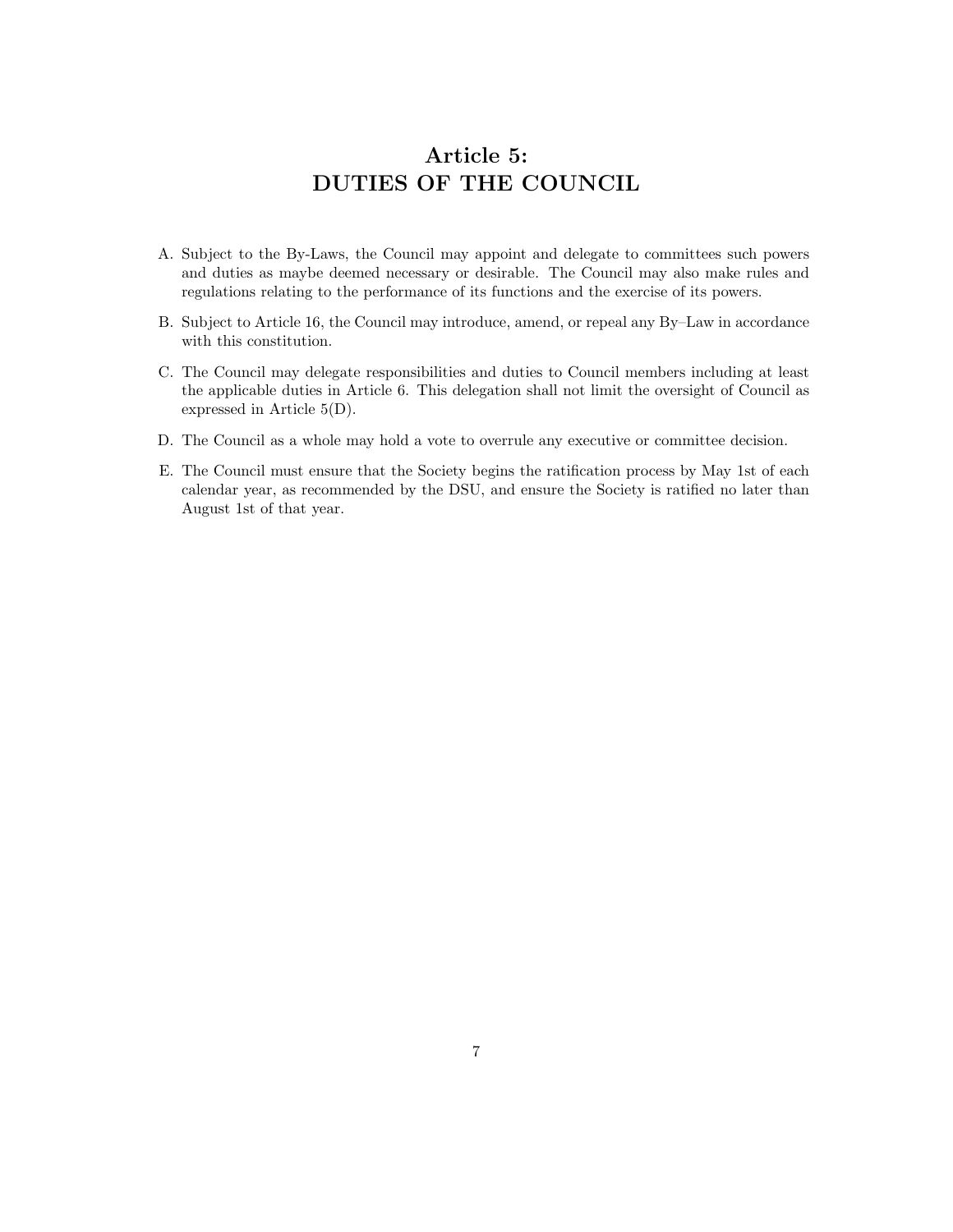# Article 5: DUTIES OF THE COUNCIL

A. Subject to the By-Laws, the Council may appoint and delegate to committees such powers and duties as maybe deemed necessary or desirable. The Council may also make rules and regulations relating to the performance of its functions and the exercise of its powers.

B. Subject to Article 16, the Council may introduce, amend, or repeal any By–Law in accordance with this constitution.

C. The Council may delegate responsibilities and duties to Council members including at least the applicable duties in Article 6. This delegation shall not limit the oversight of Council as expressed in Article 5(D).

D. The Council as a whole may hold a vote to overrule any executive or committee decision.

E. The Council must ensure that the Society begins the ratification process by May 1st of each calendar year, as recommended by the DSU, and ensure the Society is ratified no later than August 1st of that year.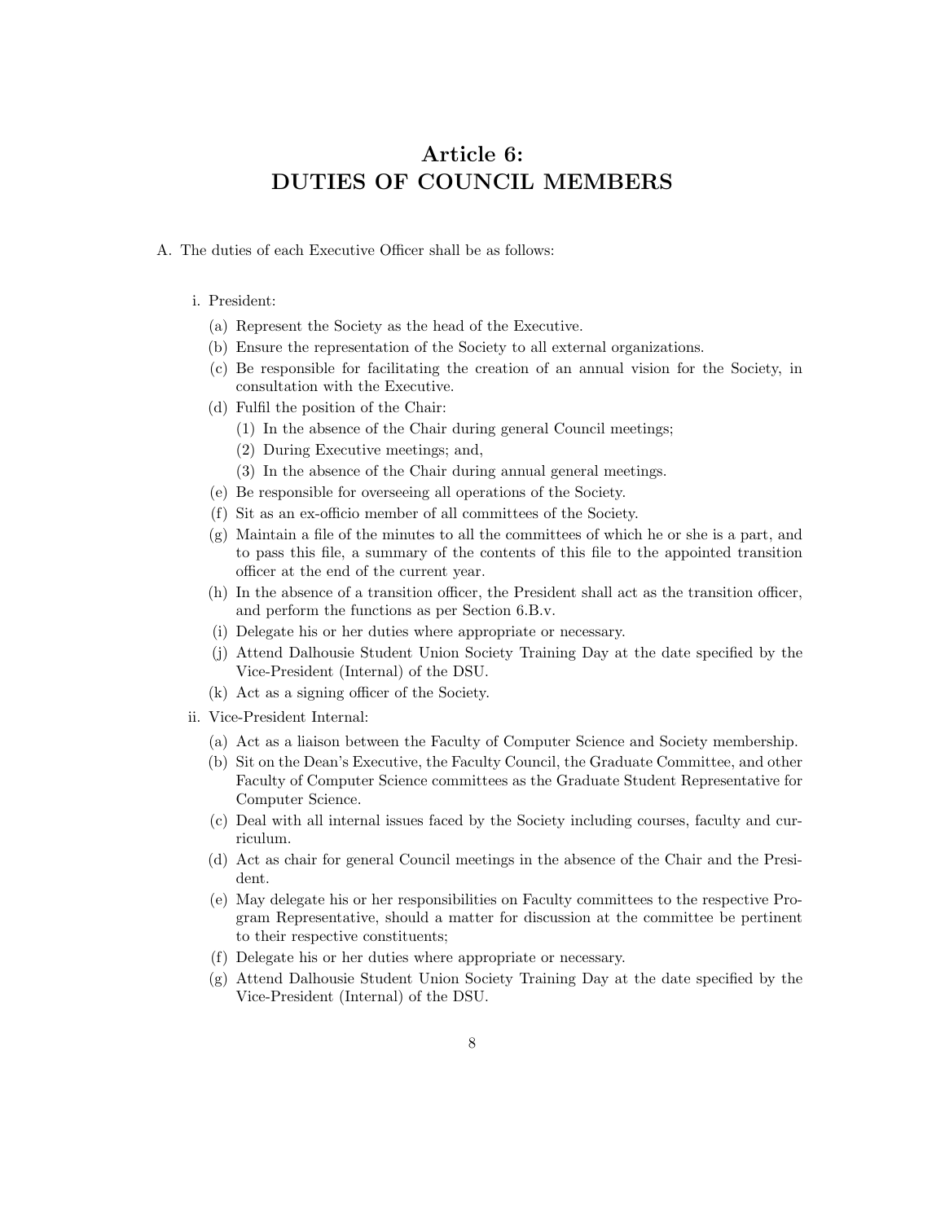# Article 6: DUTIES OF COUNCIL MEMBERS

A. The duties of each Executive Officer shall be as follows:

i. President:

(a) Represent the Society as the head of the Executive.

(b) Ensure the representation of the Society to all external organizations.

(c) Be responsible for facilitating the creation of an annual vision for the Society, in consultation with the Executive.

(d) Fulfil the position of the Chair:

(1) In the absence of the Chair during general Council meetings;

(2) During Executive meetings; and,

(3) In the absence of the Chair during annual general meetings.

(e) Be responsible for overseeing all operations of the Society.

(f) Sit as an ex-officio member of all committees of the Society.

(g) Maintain a file of the minutes to all the committees of which he or she is a part, and to pass this file, a summary of the contents of this file to the appointed transition officer at the end of the current year.

(h) In the absence of a transition officer, the President shall act as the transition officer, and perform the functions as per Section 6.B.v.

(i) Delegate his or her duties where appropriate or necessary.

(j) Attend Dalhousie Student Union Society Training Day at the date specified by the Vice-President (Internal) of the DSU.

(k) Act as a signing officer of the Society.

ii. Vice-President Internal:

(a) Act as a liaison between the Faculty of Computer Science and Society membership.

(b) Sit on the Dean's Executive, the Faculty Council, the Graduate Committee, and other Faculty of Computer Science committees as the Graduate Student Representative for Computer Science.

(c) Deal with all internal issues faced by the Society including courses, faculty and curriculum.

(d) Act as chair for general Council meetings in the absence of the Chair and the President.

(e) May delegate his or her responsibilities on Faculty committees to the respective Program Representative, should a matter for discussion at the committee be pertinent to their respective constituents;

(f) Delegate his or her duties where appropriate or necessary.

(g) Attend Dalhousie Student Union Society Training Day at the date specified by the Vice-President (Internal) of the DSU.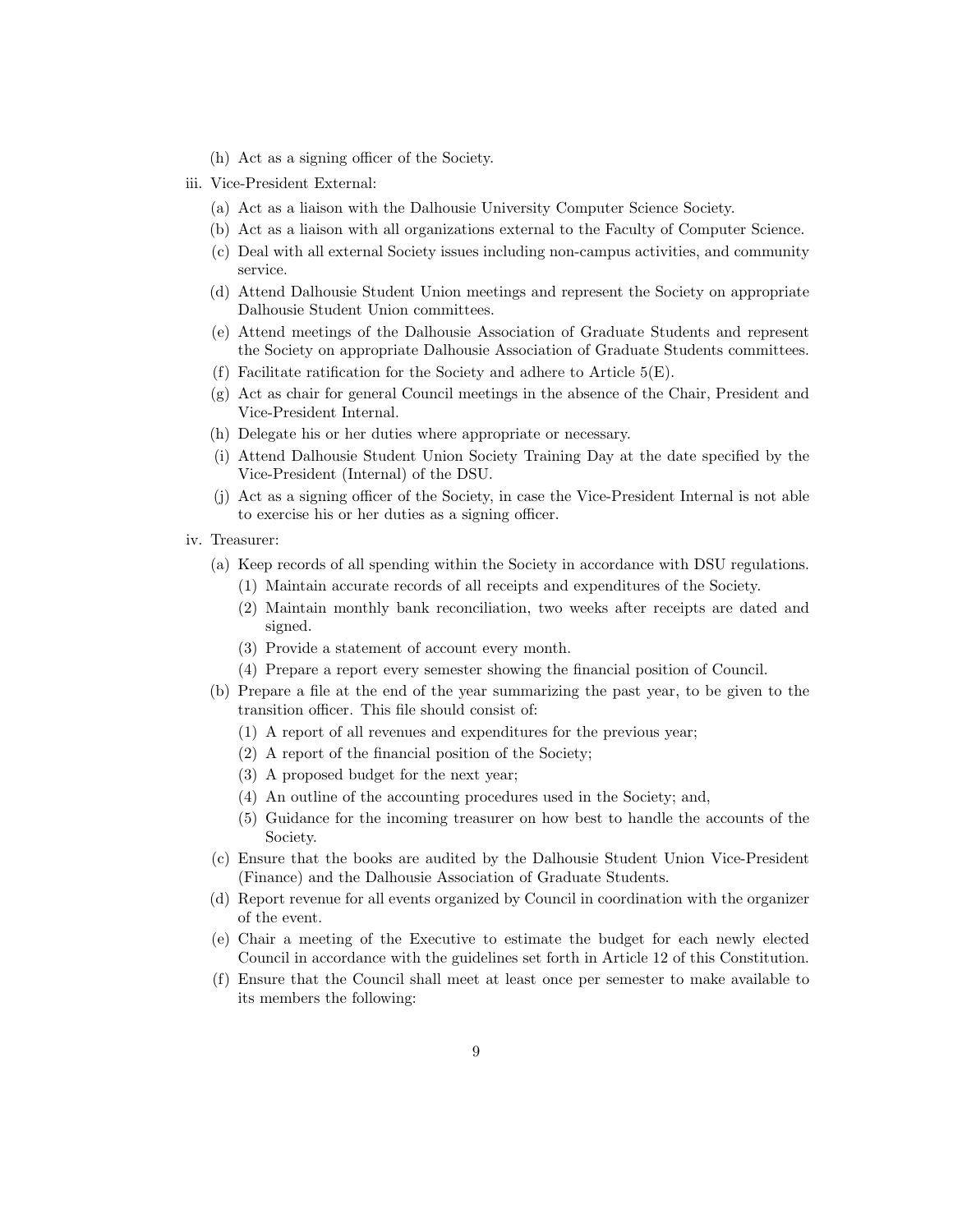(h) Act as a signing officer of the Society.

iii. Vice-President External:

(a) Act as a liaison with the Dalhousie University Computer Science Society.

(b) Act as a liaison with all organizations external to the Faculty of Computer Science.

(c) Deal with all external Society issues including non-campus activities, and community service.

(d) Attend Dalhousie Student Union meetings and represent the Society on appropriate Dalhousie Student Union committees.

(e) Attend meetings of the Dalhousie Association of Graduate Students and represent the Society on appropriate Dalhousie Association of Graduate Students committees.

(f) Facilitate ratification for the Society and adhere to Article 5(E).

(g) Act as chair for general Council meetings in the absence of the Chair, President and Vice-President Internal.

(h) Delegate his or her duties where appropriate or necessary.

(i) Attend Dalhousie Student Union Society Training Day at the date specified by the Vice-President (Internal) of the DSU.

(j) Act as a signing officer of the Society, in case the Vice-President Internal is not able to exercise his or her duties as a signing officer.

iv. Treasurer:

(a) Keep records of all spending within the Society in accordance with DSU regulations.

   (1) Maintain accurate records of all receipts and expenditures of the Society.

   (2) Maintain monthly bank reconciliation, two weeks after receipts are dated and signed.

   (3) Provide a statement of account every month.

   (4) Prepare a report every semester showing the financial position of Council.

(b) Prepare a file at the end of the year summarizing the past year, to be given to the transition officer. This file should consist of:

   (1) A report of all revenues and expenditures for the previous year;

   (2) A report of the financial position of the Society;

   (3) A proposed budget for the next year;

   (4) An outline of the accounting procedures used in the Society; and,

   (5) Guidance for the incoming treasurer on how best to handle the accounts of the Society.

(c) Ensure that the books are audited by the Dalhousie Student Union Vice-President (Finance) and the Dalhousie Association of Graduate Students.

(d) Report revenue for all events organized by Council in coordination with the organizer of the event.

(e) Chair a meeting of the Executive to estimate the budget for each newly elected Council in accordance with the guidelines set forth in Article 12 of this Constitution.

(f) Ensure that the Council shall meet at least once per semester to make available to its members the following: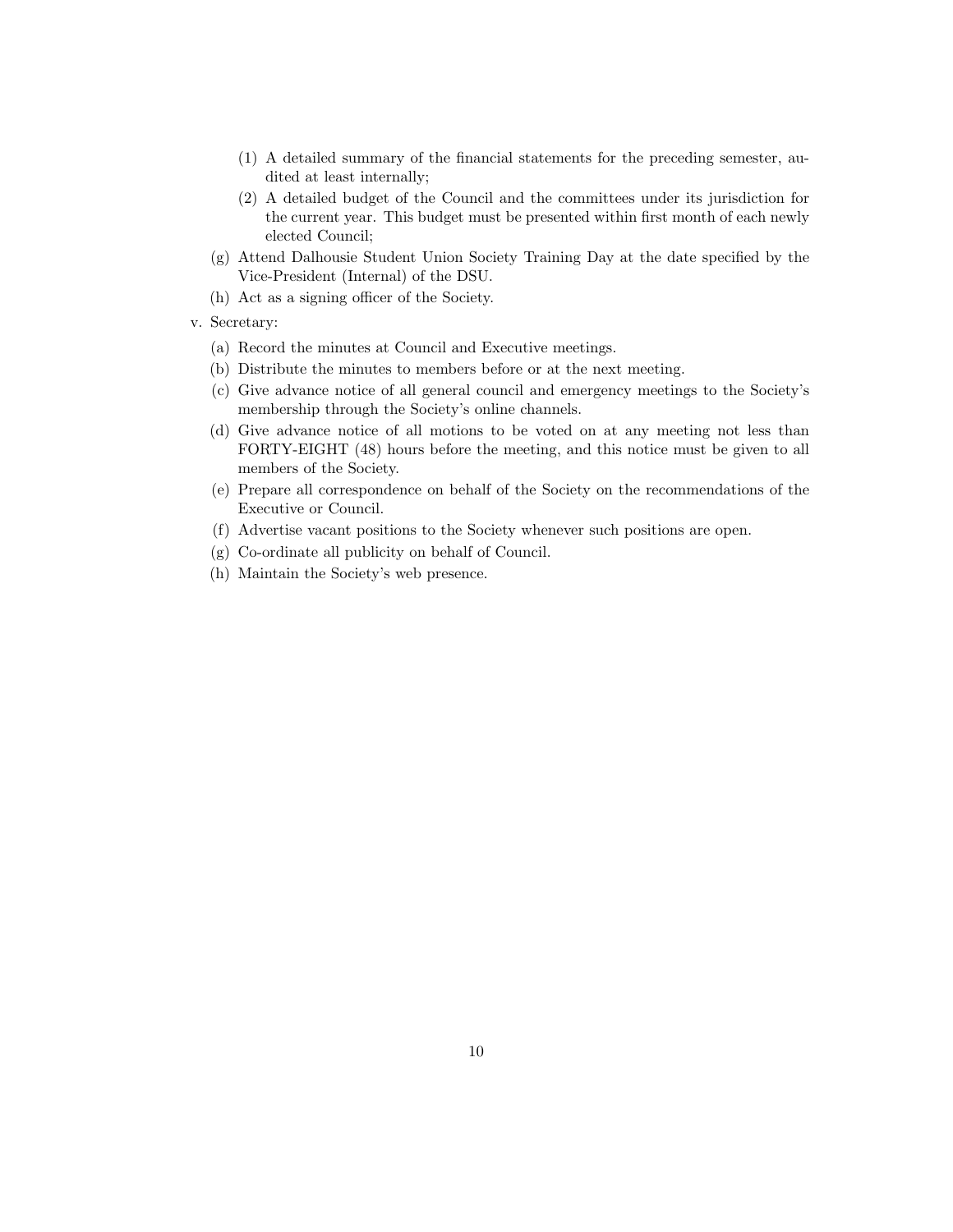(1) A detailed summary of the financial statements for the preceding semester, audited at least internally;
   (2) A detailed budget of the Council and the committees under its jurisdiction for the current year. This budget must be presented within first month of each newly elected Council;
 (g) Attend Dalhousie Student Union Society Training Day at the date specified by the Vice-President (Internal) of the DSU.
 (h) Act as a signing officer of the Society.

v. Secretary:
 (a) Record the minutes at Council and Executive meetings.
 (b) Distribute the minutes to members before or at the next meeting.
 (c) Give advance notice of all general council and emergency meetings to the Society's membership through the Society's online channels.
 (d) Give advance notice of all motions to be voted on at any meeting not less than FORTY-EIGHT (48) hours before the meeting, and this notice must be given to all members of the Society.
 (e) Prepare all correspondence on behalf of the Society on the recommendations of the Executive or Council.
 (f) Advertise vacant positions to the Society whenever such positions are open.
 (g) Co-ordinate all publicity on behalf of Council.
 (h) Maintain the Society's web presence.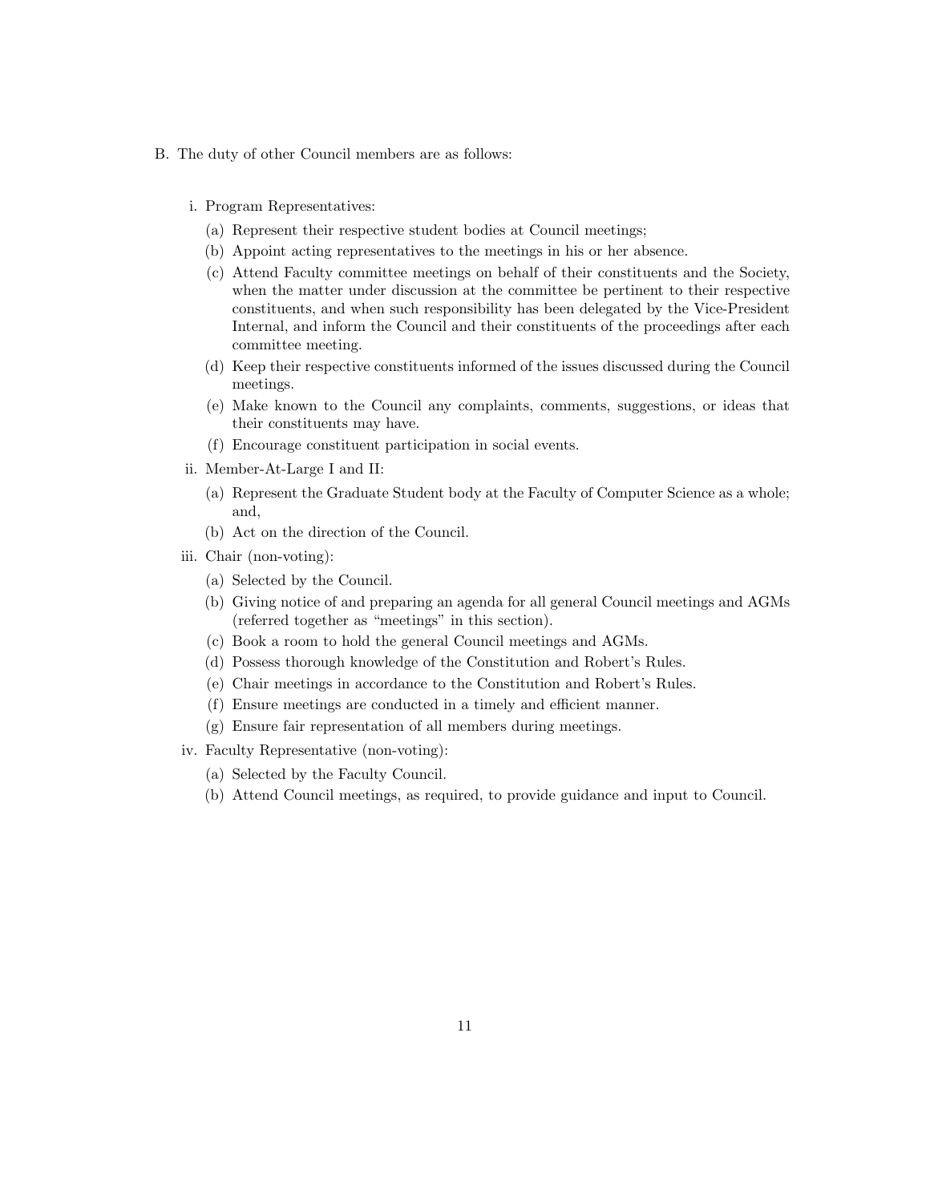B. The duty of other Council members are as follows:

   i. Program Representatives:

      (a) Represent their respective student bodies at Council meetings;
      (b) Appoint acting representatives to the meetings in his or her absence.
      (c) Attend Faculty committee meetings on behalf of their constituents and the Society, when the matter under discussion at the committee be pertinent to their respective constituents, and when such responsibility has been delegated by the Vice-President Internal, and inform the Council and their constituents of the proceedings after each committee meeting.
      (d) Keep their respective constituents informed of the issues discussed during the Council meetings.
      (e) Make known to the Council any complaints, comments, suggestions, or ideas that their constituents may have.
      (f) Encourage constituent participation in social events.

   ii. Member-At-Large I and II:

      (a) Represent the Graduate Student body at the Faculty of Computer Science as a whole; and,
      (b) Act on the direction of the Council.

   iii. Chair (non-voting):

      (a) Selected by the Council.
      (b) Giving notice of and preparing an agenda for all general Council meetings and AGMs (referred together as "meetings" in this section).
      (c) Book a room to hold the general Council meetings and AGMs.
      (d) Possess thorough knowledge of the Constitution and Robert's Rules.
      (e) Chair meetings in accordance to the Constitution and Robert's Rules.
      (f) Ensure meetings are conducted in a timely and efficient manner.
      (g) Ensure fair representation of all members during meetings.

   iv. Faculty Representative (non-voting):

      (a) Selected by the Faculty Council.
      (b) Attend Council meetings, as required, to provide guidance and input to Council.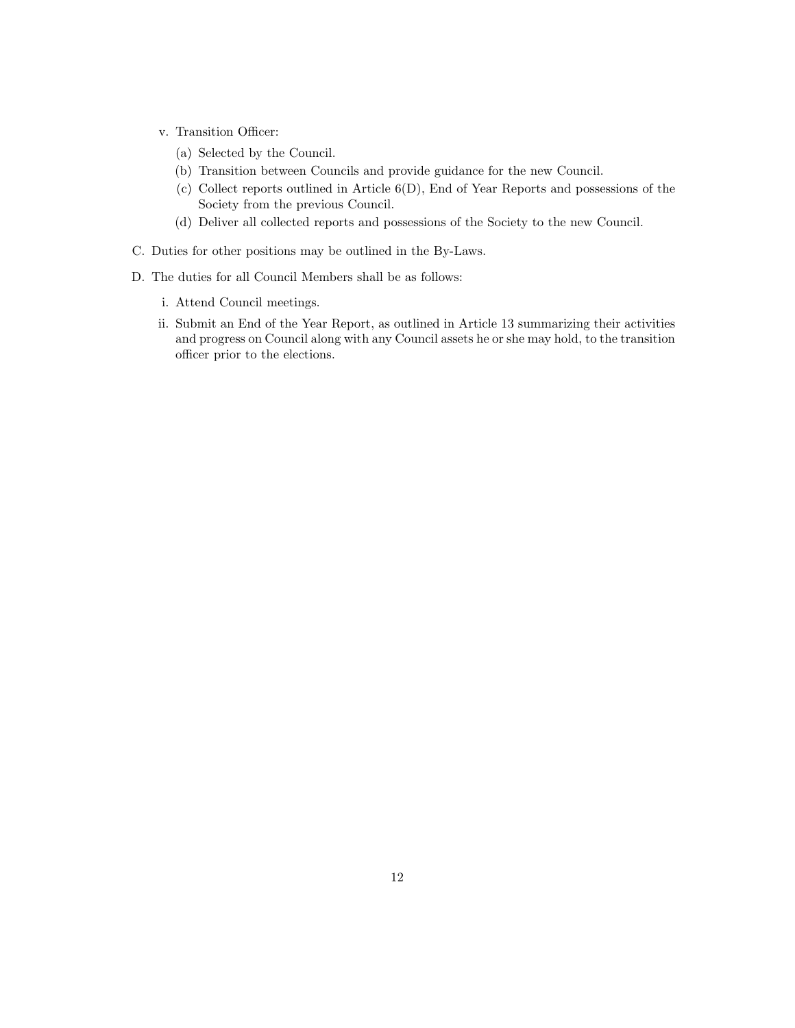v. Transition Officer:

   (a) Selected by the Council.

   (b) Transition between Councils and provide guidance for the new Council.

   (c) Collect reports outlined in Article 6(D), End of Year Reports and possessions of the Society from the previous Council.

   (d) Deliver all collected reports and possessions of the Society to the new Council.

C. Duties for other positions may be outlined in the By-Laws.

D. The duties for all Council Members shall be as follows:

   i. Attend Council meetings.

   ii. Submit an End of the Year Report, as outlined in Article 13 summarizing their activities and progress on Council along with any Council assets he or she may hold, to the transition officer prior to the elections.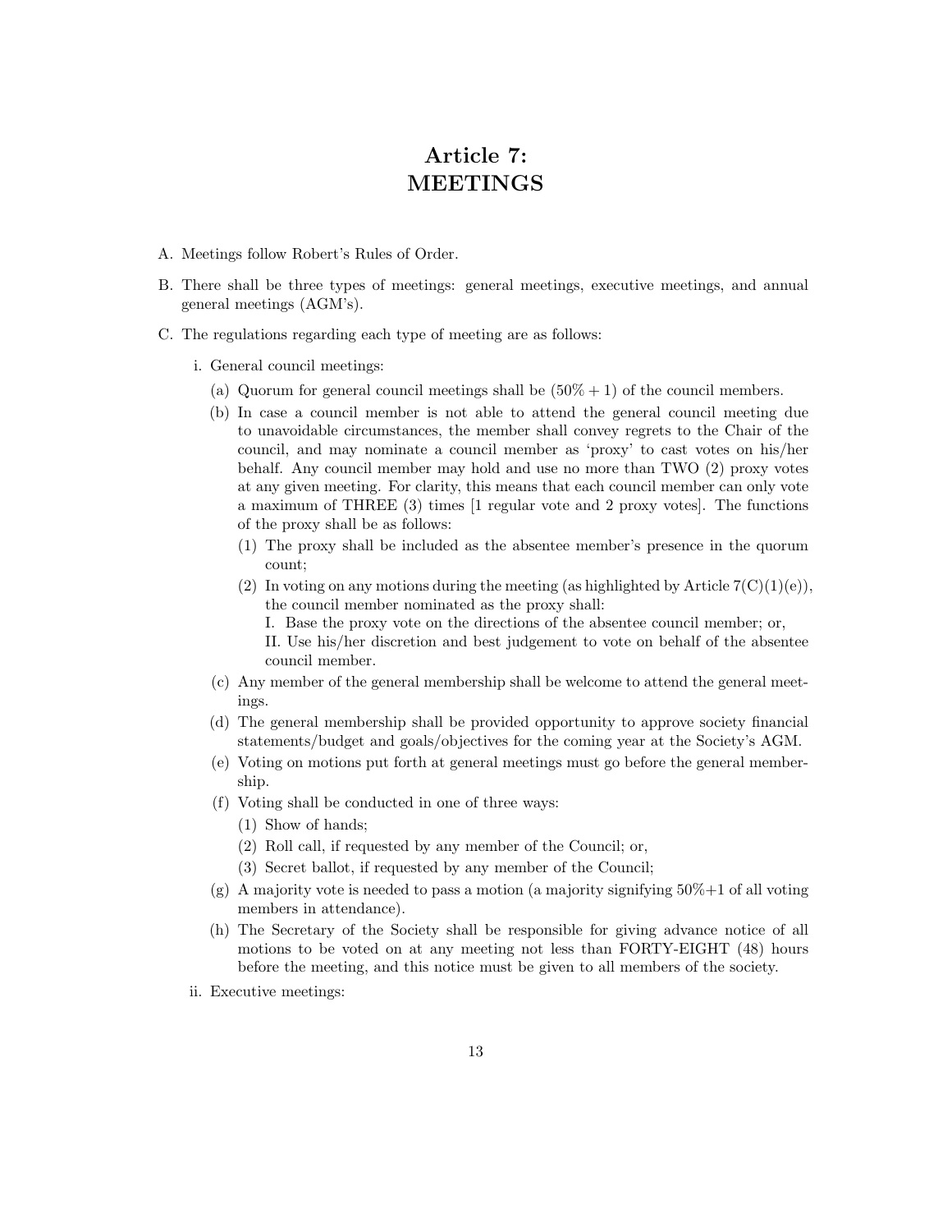# Article 7: MEETINGS

A. Meetings follow Robert's Rules of Order.

B. There shall be three types of meetings: general meetings, executive meetings, and annual general meetings (AGM's).

C. The regulations regarding each type of meeting are as follows:

   i. General council meetings:

      (a) Quorum for general council meetings shall be $(50\% + 1)$ of the council members.

      (b) In case a council member is not able to attend the general council meeting due to unavoidable circumstances, the member shall convey regrets to the Chair of the council, and may nominate a council member as 'proxy' to cast votes on his/her behalf. Any council member may hold and use no more than TWO (2) proxy votes at any given meeting. For clarity, this means that each council member can only vote a maximum of THREE (3) times [1 regular vote and 2 proxy votes]. The functions of the proxy shall be as follows:

         (1) The proxy shall be included as the absentee member's presence in the quorum count;

         (2) In voting on any motions during the meeting (as highlighted by Article 7(C)(1)(e)), the council member nominated as the proxy shall:
            I. Base the proxy vote on the directions of the absentee council member; or,
            II. Use his/her discretion and best judgement to vote on behalf of the absentee council member.

      (c) Any member of the general membership shall be welcome to attend the general meetings.

      (d) The general membership shall be provided opportunity to approve society financial statements/budget and goals/objectives for the coming year at the Society's AGM.

      (e) Voting on motions put forth at general meetings must go before the general membership.

      (f) Voting shall be conducted in one of three ways:

         (1) Show of hands;

         (2) Roll call, if requested by any member of the Council; or,

         (3) Secret ballot, if requested by any member of the Council;

      (g) A majority vote is needed to pass a motion (a majority signifying 50%+1 of all voting members in attendance).

      (h) The Secretary of the Society shall be responsible for giving advance notice of all motions to be voted on at any meeting not less than FORTY-EIGHT (48) hours before the meeting, and this notice must be given to all members of the society.

   ii. Executive meetings: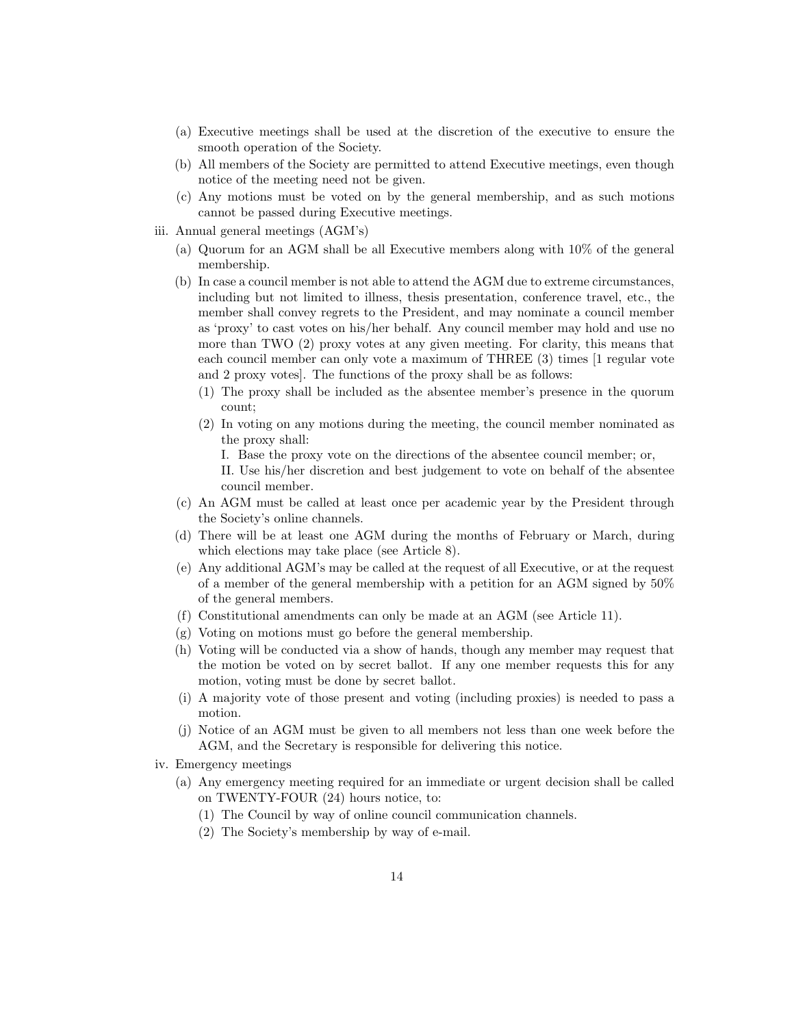(a) Executive meetings shall be used at the discretion of the executive to ensure the smooth operation of the Society.

(b) All members of the Society are permitted to attend Executive meetings, even though notice of the meeting need not be given.

(c) Any motions must be voted on by the general membership, and as such motions cannot be passed during Executive meetings.

iii. Annual general meetings (AGM's)

(a) Quorum for an AGM shall be all Executive members along with 10% of the general membership.

(b) In case a council member is not able to attend the AGM due to extreme circumstances, including but not limited to illness, thesis presentation, conference travel, etc., the member shall convey regrets to the President, and may nominate a council member as 'proxy' to cast votes on his/her behalf. Any council member may hold and use no more than TWO (2) proxy votes at any given meeting. For clarity, this means that each council member can only vote a maximum of THREE (3) times [1 regular vote and 2 proxy votes]. The functions of the proxy shall be as follows:

(1) The proxy shall be included as the absentee member's presence in the quorum count;

(2) In voting on any motions during the meeting, the council member nominated as the proxy shall:

I. Base the proxy vote on the directions of the absentee council member; or,

II. Use his/her discretion and best judgement to vote on behalf of the absentee council member.

(c) An AGM must be called at least once per academic year by the President through the Society's online channels.

(d) There will be at least one AGM during the months of February or March, during which elections may take place (see Article 8).

(e) Any additional AGM's may be called at the request of all Executive, or at the request of a member of the general membership with a petition for an AGM signed by 50% of the general members.

(f) Constitutional amendments can only be made at an AGM (see Article 11).

(g) Voting on motions must go before the general membership.

(h) Voting will be conducted via a show of hands, though any member may request that the motion be voted on by secret ballot. If any one member requests this for any motion, voting must be done by secret ballot.

(i) A majority vote of those present and voting (including proxies) is needed to pass a motion.

(j) Notice of an AGM must be given to all members not less than one week before the AGM, and the Secretary is responsible for delivering this notice.

iv. Emergency meetings

(a) Any emergency meeting required for an immediate or urgent decision shall be called on TWENTY-FOUR (24) hours notice, to:

(1) The Council by way of online council communication channels.

(2) The Society's membership by way of e-mail.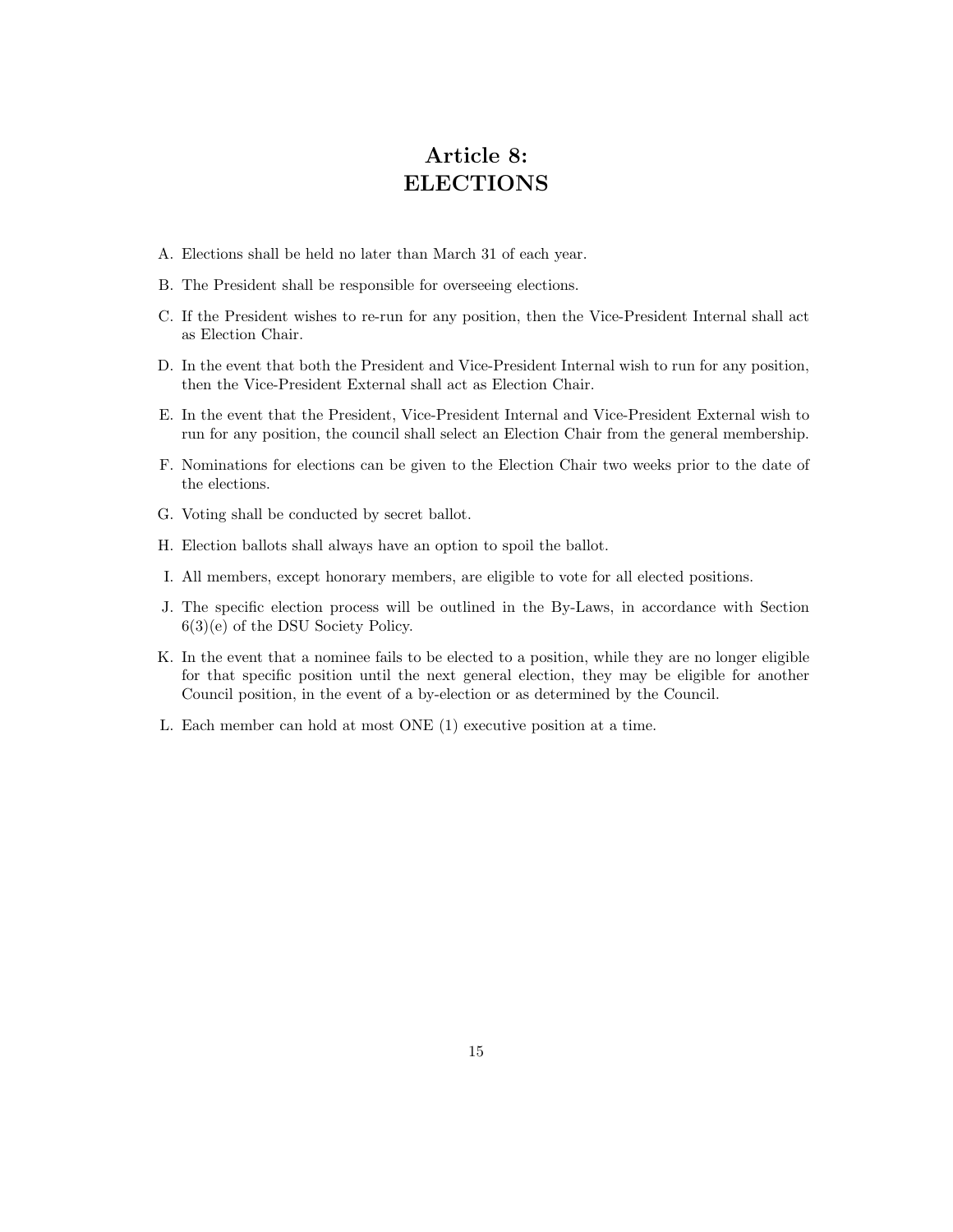# Article 8: ELECTIONS

A. Elections shall be held no later than March 31 of each year.

B. The President shall be responsible for overseeing elections.

C. If the President wishes to re-run for any position, then the Vice-President Internal shall act as Election Chair.

D. In the event that both the President and Vice-President Internal wish to run for any position, then the Vice-President External shall act as Election Chair.

E. In the event that the President, Vice-President Internal and Vice-President External wish to run for any position, the council shall select an Election Chair from the general membership.

F. Nominations for elections can be given to the Election Chair two weeks prior to the date of the elections.

G. Voting shall be conducted by secret ballot.

H. Election ballots shall always have an option to spoil the ballot.

I. All members, except honorary members, are eligible to vote for all elected positions.

J. The specific election process will be outlined in the By-Laws, in accordance with Section 6(3)(e) of the DSU Society Policy.

K. In the event that a nominee fails to be elected to a position, while they are no longer eligible for that specific position until the next general election, they may be eligible for another Council position, in the event of a by-election or as determined by the Council.

L. Each member can hold at most ONE (1) executive position at a time.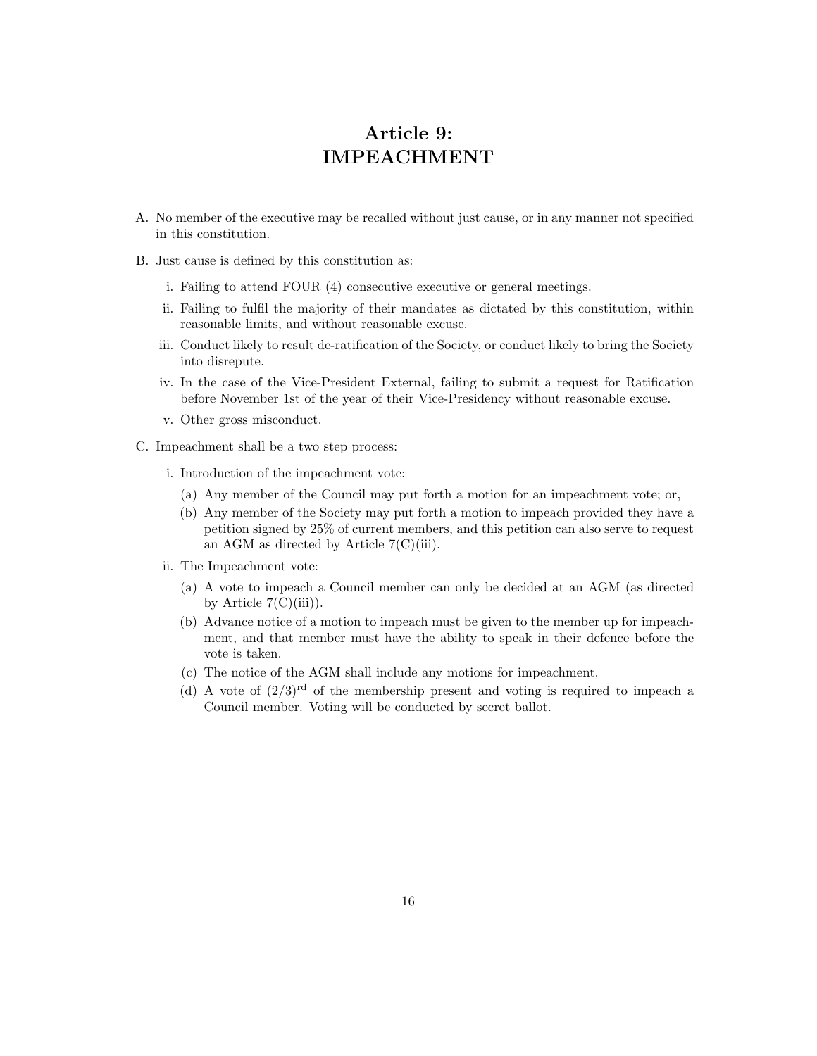# Article 9:
# IMPEACHMENT

A. No member of the executive may be recalled without just cause, or in any manner not specified in this constitution.

B. Just cause is defined by this constitution as:

   i. Failing to attend FOUR (4) consecutive executive or general meetings.

   ii. Failing to fulfil the majority of their mandates as dictated by this constitution, within reasonable limits, and without reasonable excuse.

   iii. Conduct likely to result de-ratification of the Society, or conduct likely to bring the Society into disrepute.

   iv. In the case of the Vice-President External, failing to submit a request for Ratification before November 1st of the year of their Vice-Presidency without reasonable excuse.

   v. Other gross misconduct.

C. Impeachment shall be a two step process:

   i. Introduction of the impeachment vote:

      (a) Any member of the Council may put forth a motion for an impeachment vote; or,

      (b) Any member of the Society may put forth a motion to impeach provided they have a petition signed by 25% of current members, and this petition can also serve to request an AGM as directed by Article 7(C)(iii).

   ii. The Impeachment vote:

      (a) A vote to impeach a Council member can only be decided at an AGM (as directed by Article 7(C)(iii)).

      (b) Advance notice of a motion to impeach must be given to the member up for impeachment, and that member must have the ability to speak in their defence before the vote is taken.

      (c) The notice of the AGM shall include any motions for impeachment.

      (d) A vote of $(2/3)^{\text{rd}}$ of the membership present and voting is required to impeach a Council member. Voting will be conducted by secret ballot.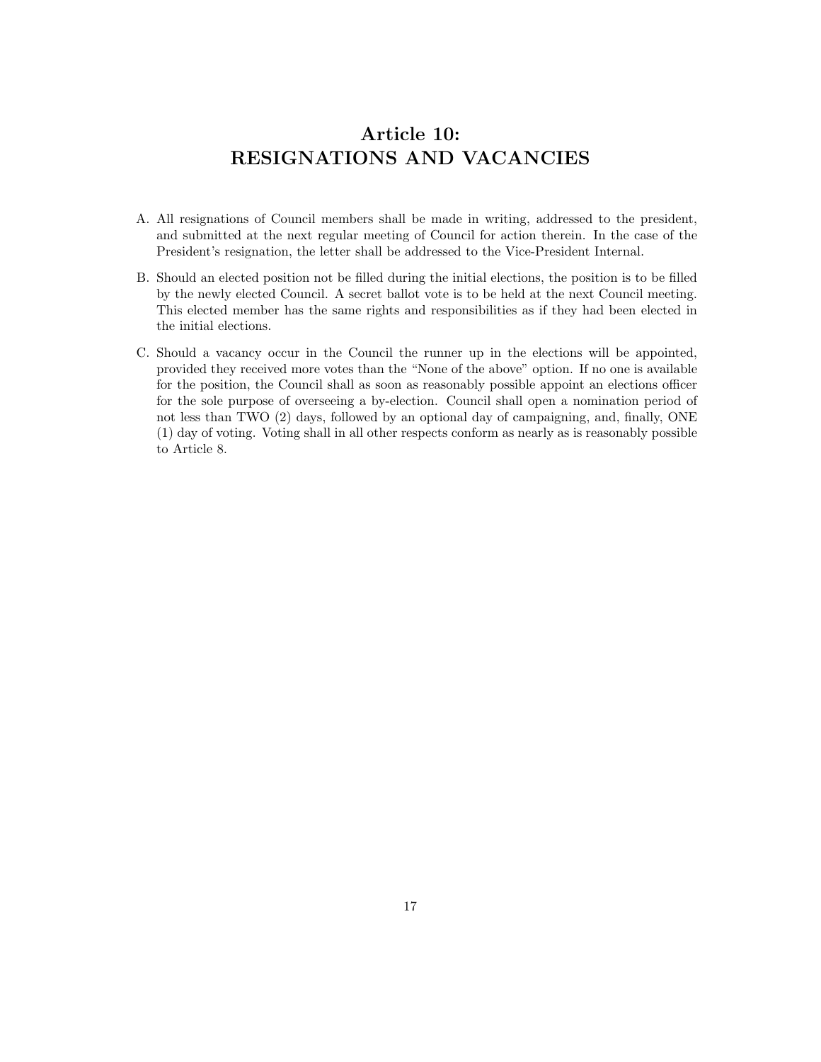# Article 10: RESIGNATIONS AND VACANCIES

A. All resignations of Council members shall be made in writing, addressed to the president, and submitted at the next regular meeting of Council for action therein. In the case of the President's resignation, the letter shall be addressed to the Vice-President Internal.

B. Should an elected position not be filled during the initial elections, the position is to be filled by the newly elected Council. A secret ballot vote is to be held at the next Council meeting. This elected member has the same rights and responsibilities as if they had been elected in the initial elections.

C. Should a vacancy occur in the Council the runner up in the elections will be appointed, provided they received more votes than the "None of the above" option. If no one is available for the position, the Council shall as soon as reasonably possible appoint an elections officer for the sole purpose of overseeing a by-election. Council shall open a nomination period of not less than TWO (2) days, followed by an optional day of campaigning, and, finally, ONE (1) day of voting. Voting shall in all other respects conform as nearly as is reasonably possible to Article 8.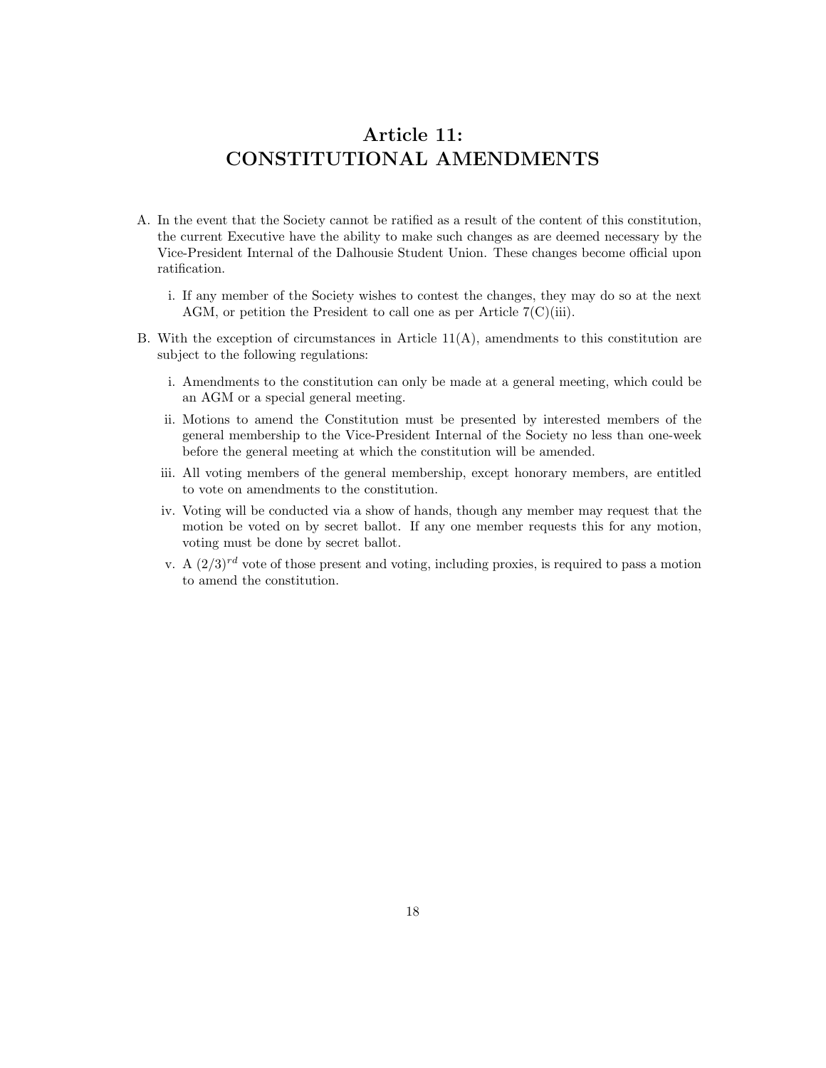# Article 11: CONSTITUTIONAL AMENDMENTS

A. In the event that the Society cannot be ratified as a result of the content of this constitution, the current Executive have the ability to make such changes as are deemed necessary by the Vice-President Internal of the Dalhousie Student Union. These changes become official upon ratification.

   i. If any member of the Society wishes to contest the changes, they may do so at the next AGM, or petition the President to call one as per Article 7(C)(iii).

B. With the exception of circumstances in Article 11(A), amendments to this constitution are subject to the following regulations:

   i. Amendments to the constitution can only be made at a general meeting, which could be an AGM or a special general meeting.

   ii. Motions to amend the Constitution must be presented by interested members of the general membership to the Vice-President Internal of the Society no less than one-week before the general meeting at which the constitution will be amended.

   iii. All voting members of the general membership, except honorary members, are entitled to vote on amendments to the constitution.

   iv. Voting will be conducted via a show of hands, though any member may request that the motion be voted on by secret ballot. If any one member requests this for any motion, voting must be done by secret ballot.

   v. A $(2/3)^{rd}$ vote of those present and voting, including proxies, is required to pass a motion to amend the constitution.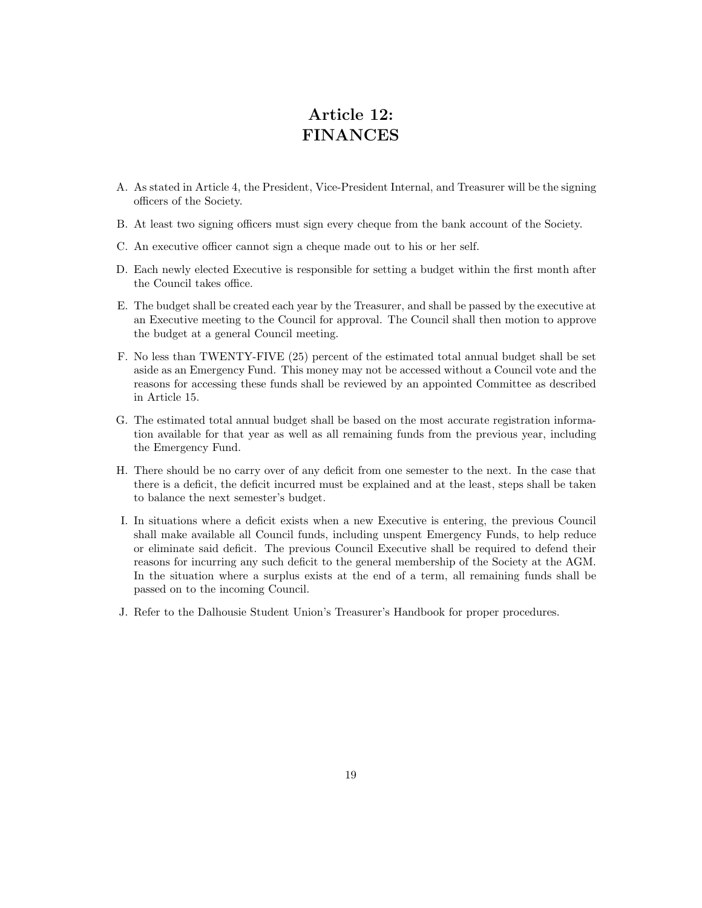# Article 12: FINANCES

A. As stated in Article 4, the President, Vice-President Internal, and Treasurer will be the signing officers of the Society.

B. At least two signing officers must sign every cheque from the bank account of the Society.

C. An executive officer cannot sign a cheque made out to his or her self.

D. Each newly elected Executive is responsible for setting a budget within the first month after the Council takes office.

E. The budget shall be created each year by the Treasurer, and shall be passed by the executive at an Executive meeting to the Council for approval. The Council shall then motion to approve the budget at a general Council meeting.

F. No less than TWENTY-FIVE (25) percent of the estimated total annual budget shall be set aside as an Emergency Fund. This money may not be accessed without a Council vote and the reasons for accessing these funds shall be reviewed by an appointed Committee as described in Article 15.

G. The estimated total annual budget shall be based on the most accurate registration information available for that year as well as all remaining funds from the previous year, including the Emergency Fund.

H. There should be no carry over of any deficit from one semester to the next. In the case that there is a deficit, the deficit incurred must be explained and at the least, steps shall be taken to balance the next semester's budget.

I. In situations where a deficit exists when a new Executive is entering, the previous Council shall make available all Council funds, including unspent Emergency Funds, to help reduce or eliminate said deficit. The previous Council Executive shall be required to defend their reasons for incurring any such deficit to the general membership of the Society at the AGM. In the situation where a surplus exists at the end of a term, all remaining funds shall be passed on to the incoming Council.

J. Refer to the Dalhousie Student Union's Treasurer's Handbook for proper procedures.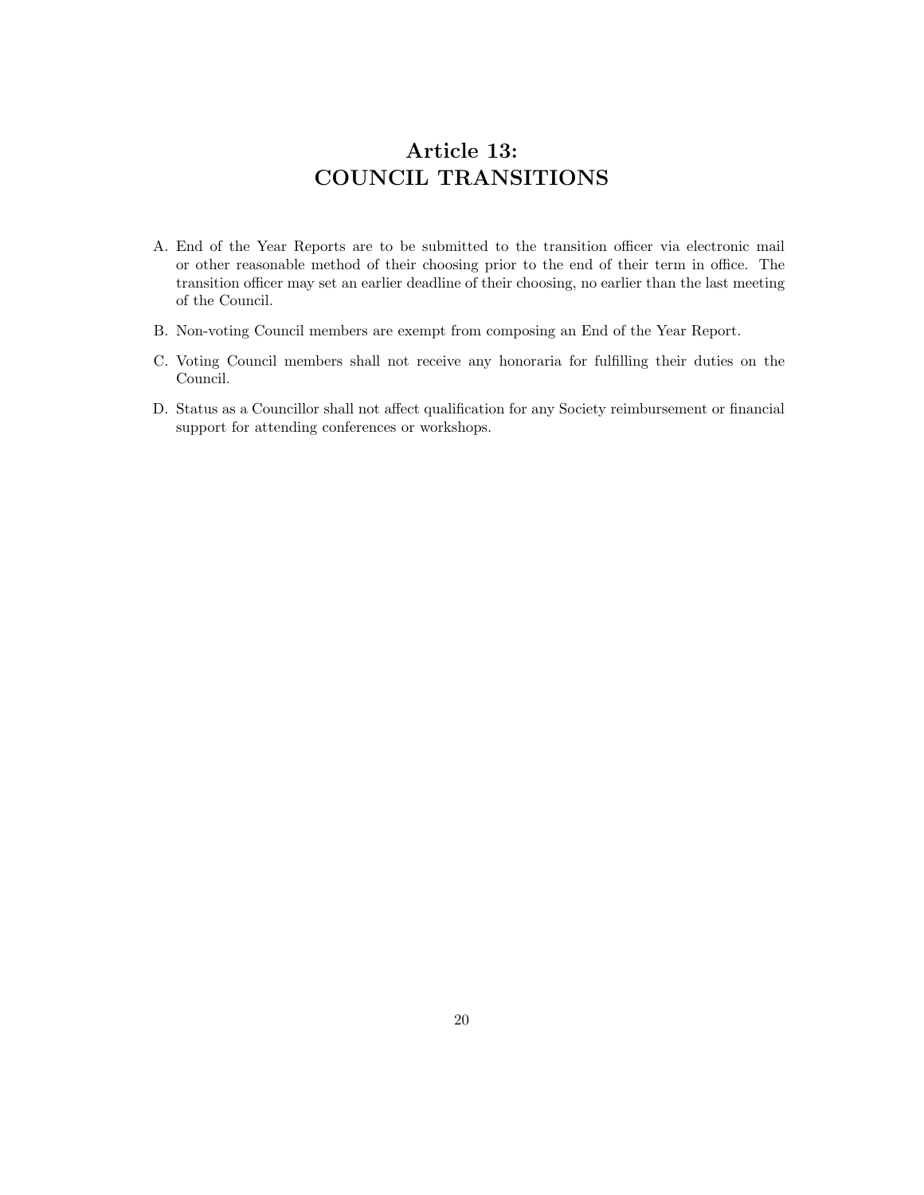# Article 13: COUNCIL TRANSITIONS

A. End of the Year Reports are to be submitted to the transition officer via electronic mail or other reasonable method of their choosing prior to the end of their term in office. The transition officer may set an earlier deadline of their choosing, no earlier than the last meeting of the Council.

B. Non-voting Council members are exempt from composing an End of the Year Report.

C. Voting Council members shall not receive any honoraria for fulfilling their duties on the Council.

D. Status as a Councillor shall not affect qualification for any Society reimbursement or financial support for attending conferences or workshops.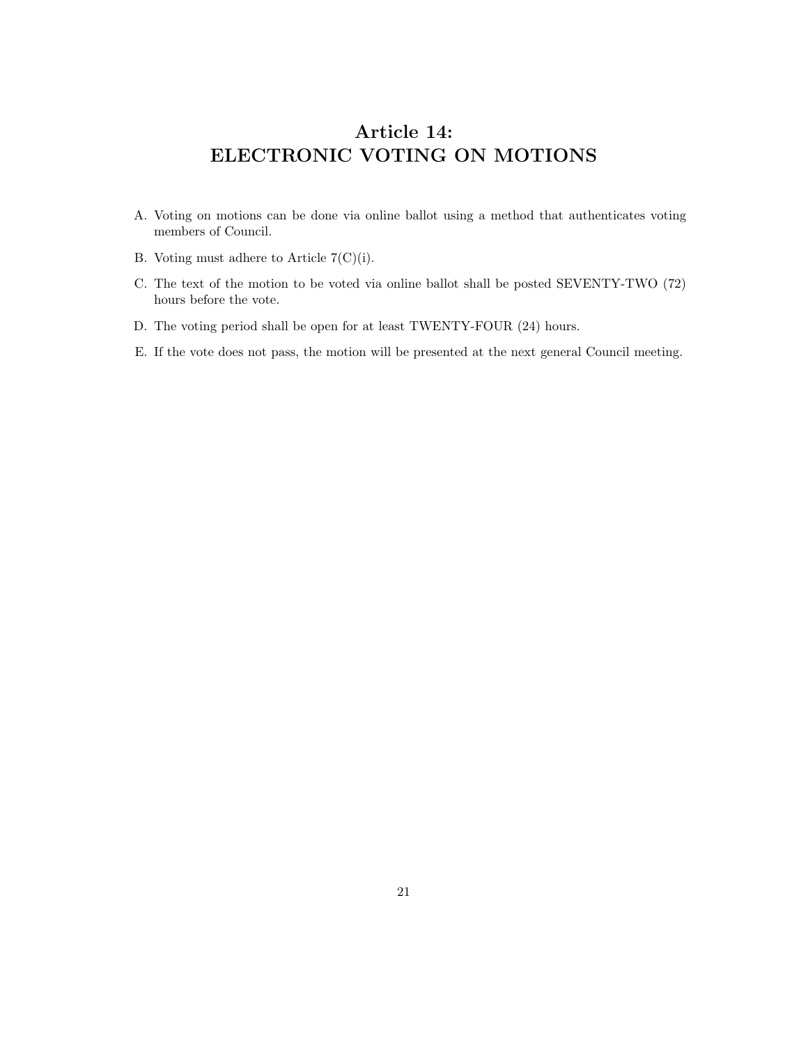# Article 14: ELECTRONIC VOTING ON MOTIONS

A. Voting on motions can be done via online ballot using a method that authenticates voting members of Council.

B. Voting must adhere to Article 7(C)(i).

C. The text of the motion to be voted via online ballot shall be posted SEVENTY-TWO (72) hours before the vote.

D. The voting period shall be open for at least TWENTY-FOUR (24) hours.

E. If the vote does not pass, the motion will be presented at the next general Council meeting.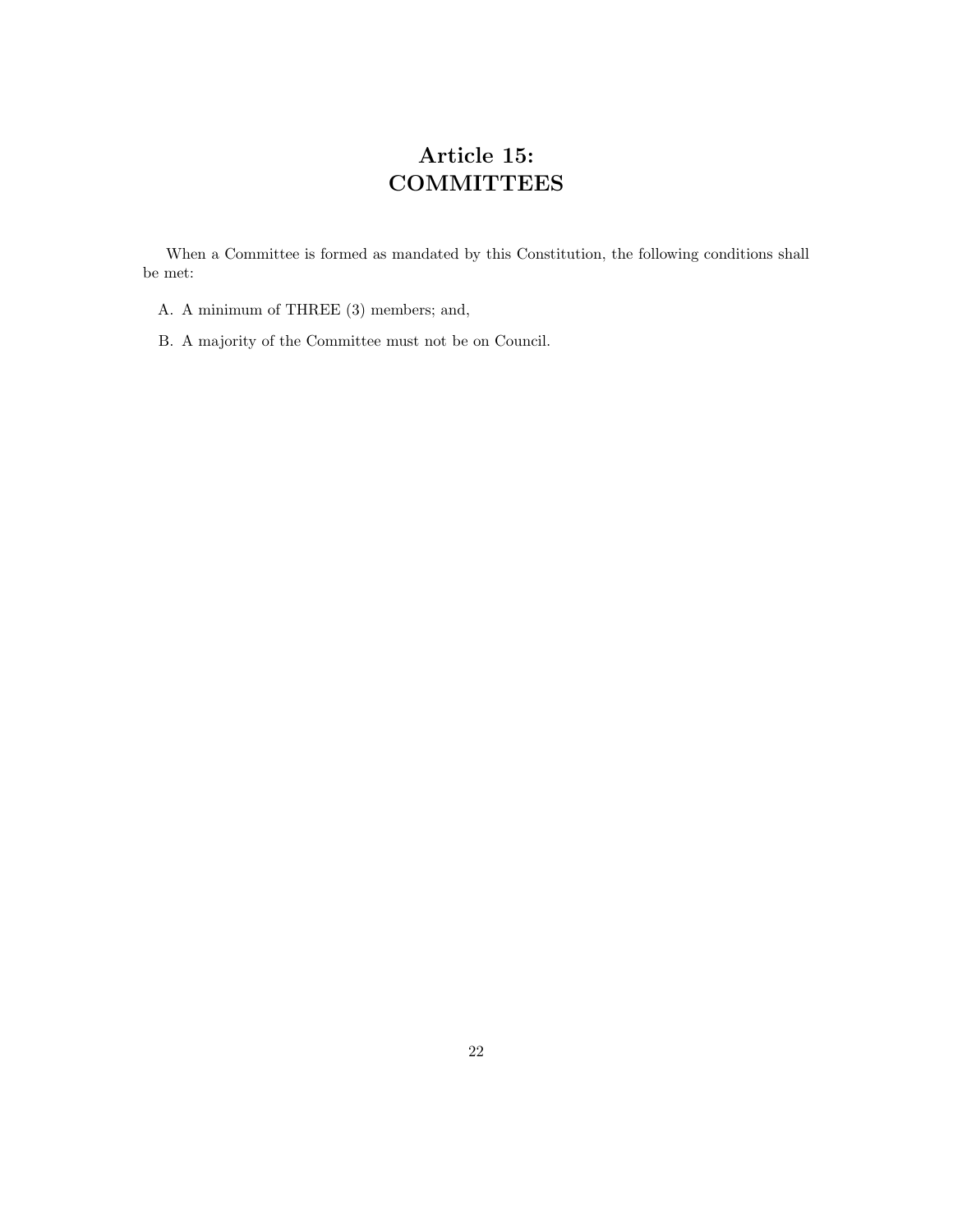# Article 15: COMMITTEES

When a Committee is formed as mandated by this Constitution, the following conditions shall be met:

A. A minimum of THREE (3) members; and,

B. A majority of the Committee must not be on Council.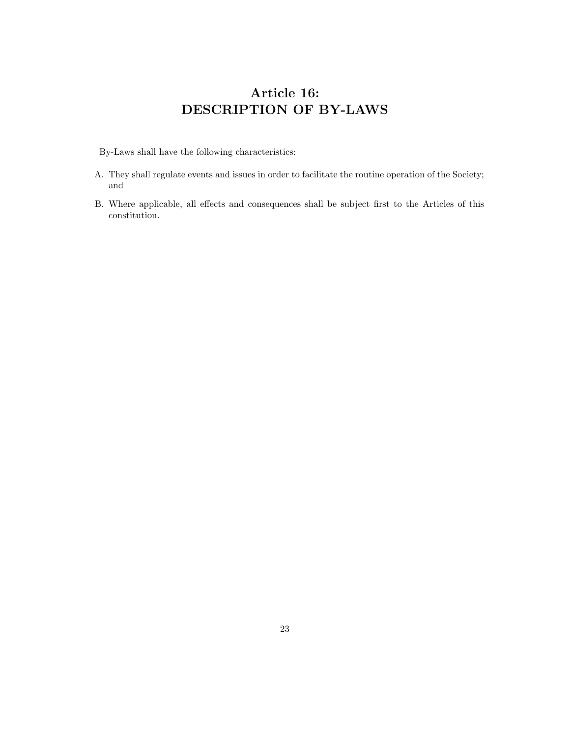# Article 16:
# DESCRIPTION OF BY-LAWS

By-Laws shall have the following characteristics:

A. They shall regulate events and issues in order to facilitate the routine operation of the Society; and

B. Where applicable, all effects and consequences shall be subject first to the Articles of this constitution.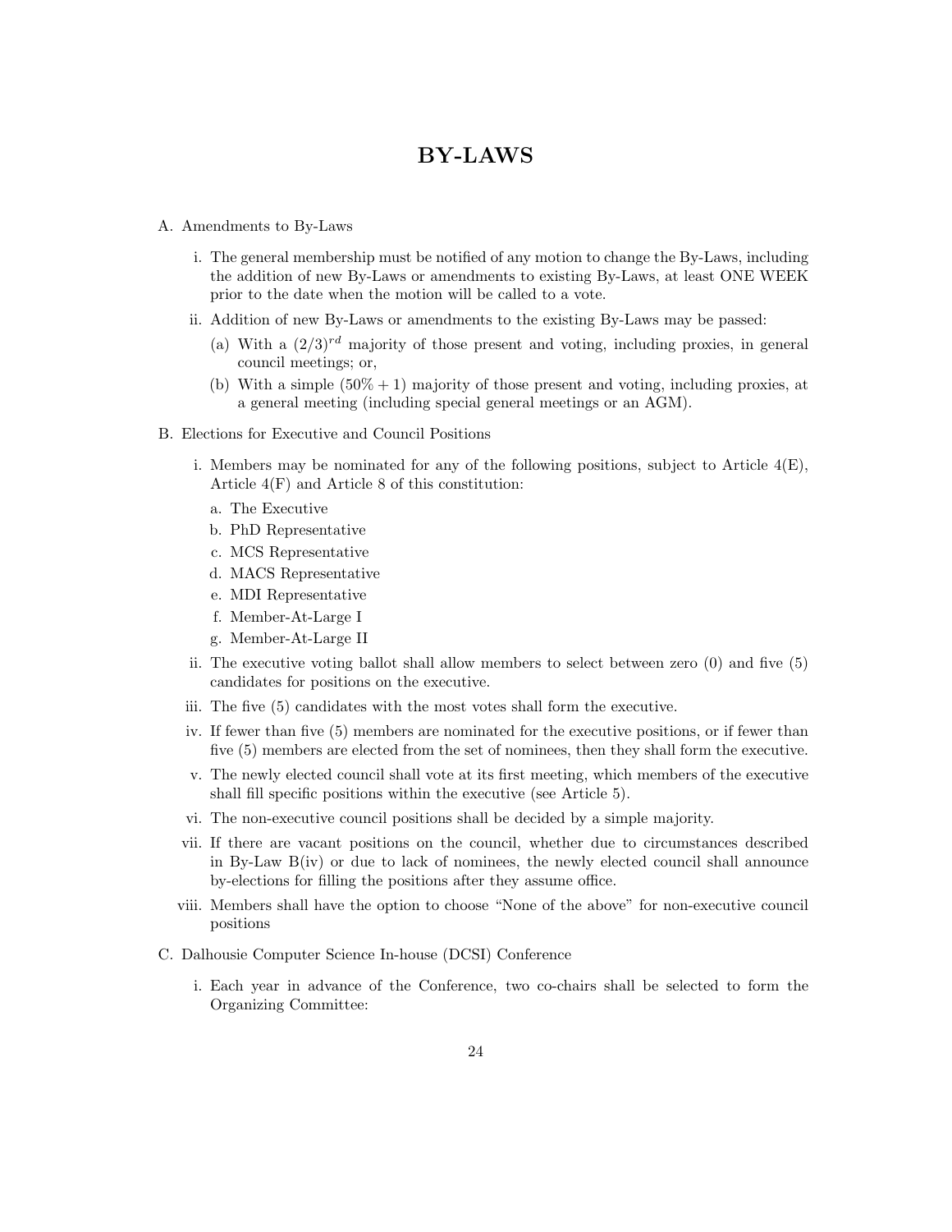# BY-LAWS

A. Amendments to By-Laws

   i. The general membership must be notified of any motion to change the By-Laws, including the addition of new By-Laws or amendments to existing By-Laws, at least ONE WEEK prior to the date when the motion will be called to a vote.

   ii. Addition of new By-Laws or amendments to the existing By-Laws may be passed:

      (a) With a $(2/3)^{rd}$ majority of those present and voting, including proxies, in general council meetings; or,

      (b) With a simple $(50\% + 1)$ majority of those present and voting, including proxies, at a general meeting (including special general meetings or an AGM).

B. Elections for Executive and Council Positions

   i. Members may be nominated for any of the following positions, subject to Article 4(E), Article 4(F) and Article 8 of this constitution:

      a. The Executive
      b. PhD Representative
      c. MCS Representative
      d. MACS Representative
      e. MDI Representative
      f. Member-At-Large I
      g. Member-At-Large II

   ii. The executive voting ballot shall allow members to select between zero (0) and five (5) candidates for positions on the executive.

   iii. The five (5) candidates with the most votes shall form the executive.

   iv. If fewer than five (5) members are nominated for the executive positions, or if fewer than five (5) members are elected from the set of nominees, then they shall form the executive.

   v. The newly elected council shall vote at its first meeting, which members of the executive shall fill specific positions within the executive (see Article 5).

   vi. The non-executive council positions shall be decided by a simple majority.

   vii. If there are vacant positions on the council, whether due to circumstances described in By-Law B(iv) or due to lack of nominees, the newly elected council shall announce by-elections for filling the positions after they assume office.

   viii. Members shall have the option to choose "None of the above" for non-executive council positions

C. Dalhousie Computer Science In-house (DCSI) Conference

   i. Each year in advance of the Conference, two co-chairs shall be selected to form the Organizing Committee: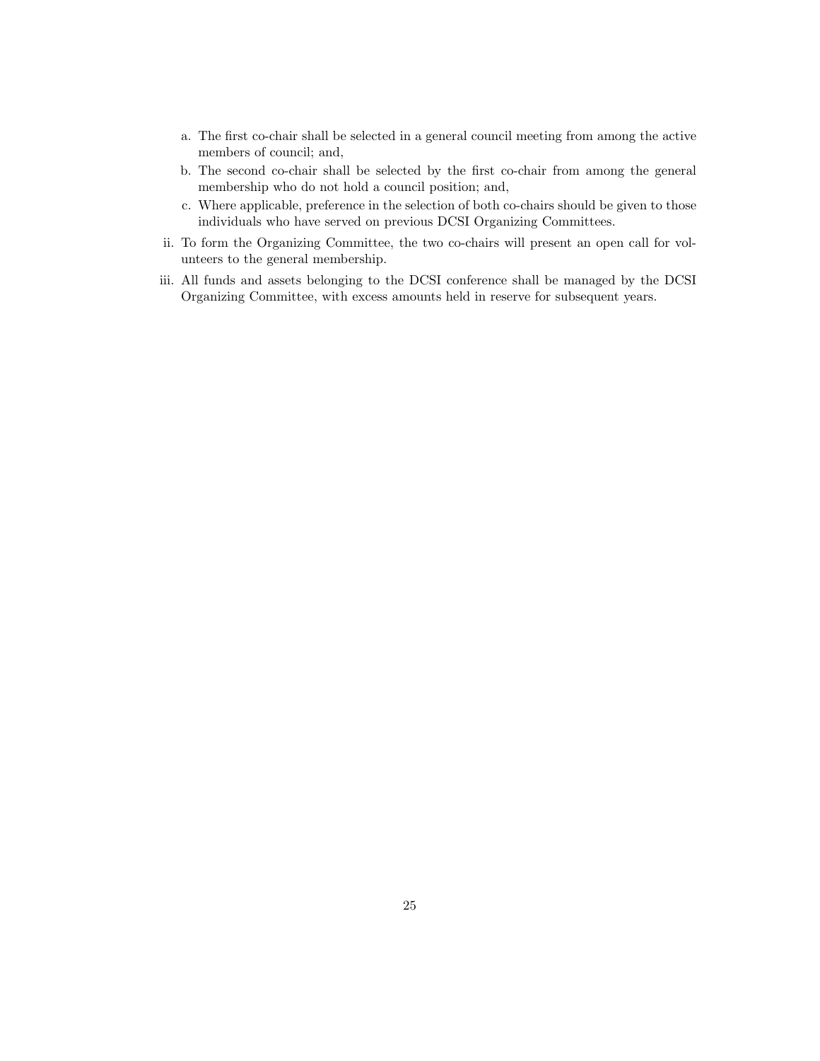a. The first co-chair shall be selected in a general council meeting from among the active members of council; and,

b. The second co-chair shall be selected by the first co-chair from among the general membership who do not hold a council position; and,

c. Where applicable, preference in the selection of both co-chairs should be given to those individuals who have served on previous DCSI Organizing Committees.

ii. To form the Organizing Committee, the two co-chairs will present an open call for volunteers to the general membership.

iii. All funds and assets belonging to the DCSI conference shall be managed by the DCSI Organizing Committee, with excess amounts held in reserve for subsequent years.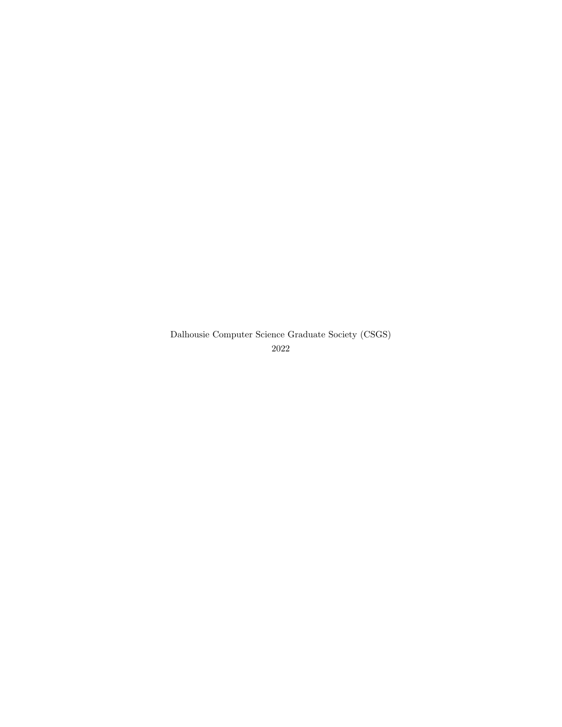Dalhousie Computer Science Graduate Society (CSGS)
2022